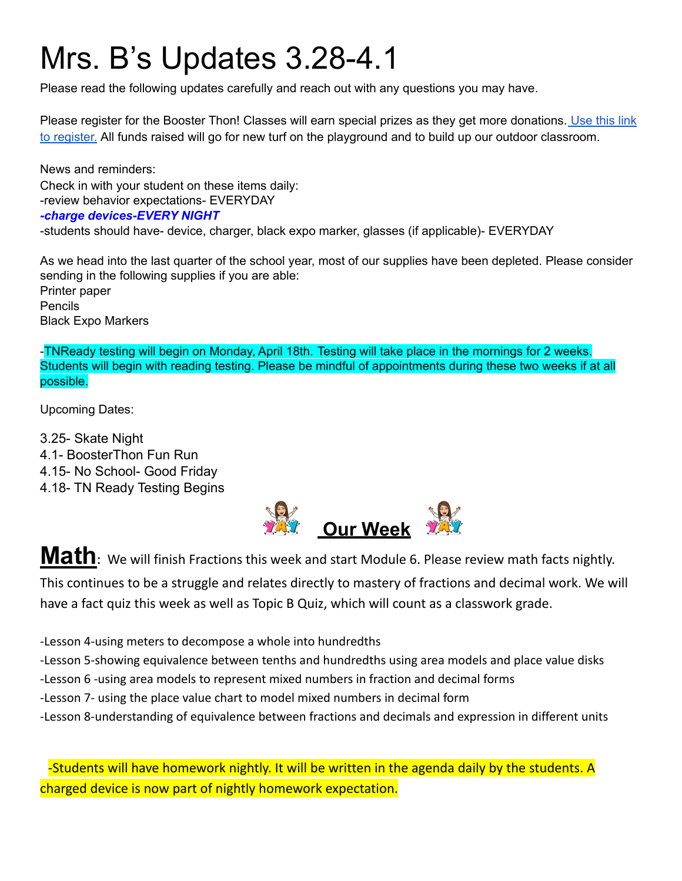# Mrs. B's Updates 3.28-4.1

Please read the following updates carefully and reach out with any questions you may have.

Please register for the Booster Thon! Classes will earn special prizes as they get more donations. [Use this link to register.] All funds raised will go for new turf on the playground and to build up our outdoor classroom.

News and reminders:
Check in with your student on these items daily:
-review behavior expectations- EVERYDAY
***-charge devices-EVERY NIGHT***
-students should have- device, charger, black expo marker, glasses (if applicable)- EVERYDAY

As we head into the last quarter of the school year, most of our supplies have been depleted. Please consider sending in the following supplies if you are able:
Printer paper
Pencils
Black Expo Markers

-TNReady testing will begin on Monday, April 18th. Testing will take place in the mornings for 2 weeks. Students will begin with reading testing. Please be mindful of appointments during these two weeks if at all possible.

Upcoming Dates:

3.25- Skate Night
4.1- BoosterThon Fun Run
4.15- No School- Good Friday
4.18- TN Ready Testing Begins

## Our Week

**Math**: We will finish Fractions this week and start Module 6. Please review math facts nightly. This continues to be a struggle and relates directly to mastery of fractions and decimal work. We will have a fact quiz this week as well as Topic B Quiz, which will count as a classwork grade.

-Lesson 4-using meters to decompose a whole into hundredths
-Lesson 5-showing equivalence between tenths and hundredths using area models and place value disks
-Lesson 6 -using area models to represent mixed numbers in fraction and decimal forms
-Lesson 7- using the place value chart to model mixed numbers in decimal form
-Lesson 8-understanding of equivalence between fractions and decimals and expression in different units

-Students will have homework nightly. It will be written in the agenda daily by the students. A charged device is now part of nightly homework expectation.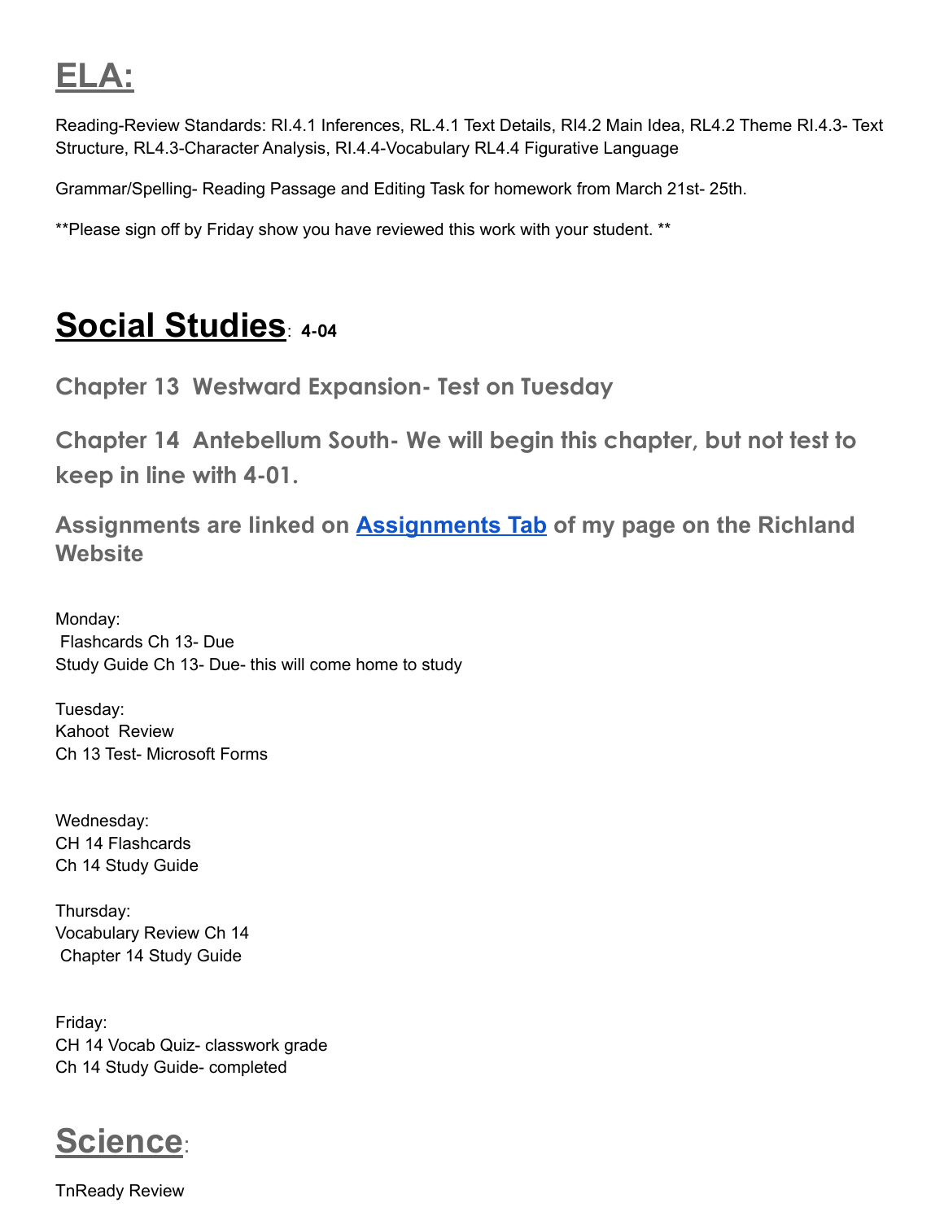# ELA:

Reading-Review Standards: RI.4.1 Inferences, RL.4.1 Text Details, RI4.2 Main Idea, RL4.2 Theme RI.4.3- Text Structure, RL4.3-Character Analysis, RI.4.4-Vocabulary RL4.4 Figurative Language

Grammar/Spelling- Reading Passage and Editing Task for homework from March 21st- 25th.

**Please sign off by Friday show you have reviewed this work with your student. **

# Social Studies: 4-04

### Chapter 13 Westward Expansion- Test on Tuesday

### Chapter 14 Antebellum South- We will begin this chapter, but not test to keep in line with 4-01.

### Assignments are linked on [Assignments Tab](#) of my page on the Richland Website

Monday:
Flashcards Ch 13- Due
Study Guide Ch 13- Due- this will come home to study

Tuesday:
Kahoot Review
Ch 13 Test- Microsoft Forms

Wednesday:
CH 14 Flashcards
Ch 14 Study Guide

Thursday:
Vocabulary Review Ch 14
Chapter 14 Study Guide

Friday:
CH 14 Vocab Quiz- classwork grade
Ch 14 Study Guide- completed

# Science:

TnReady Review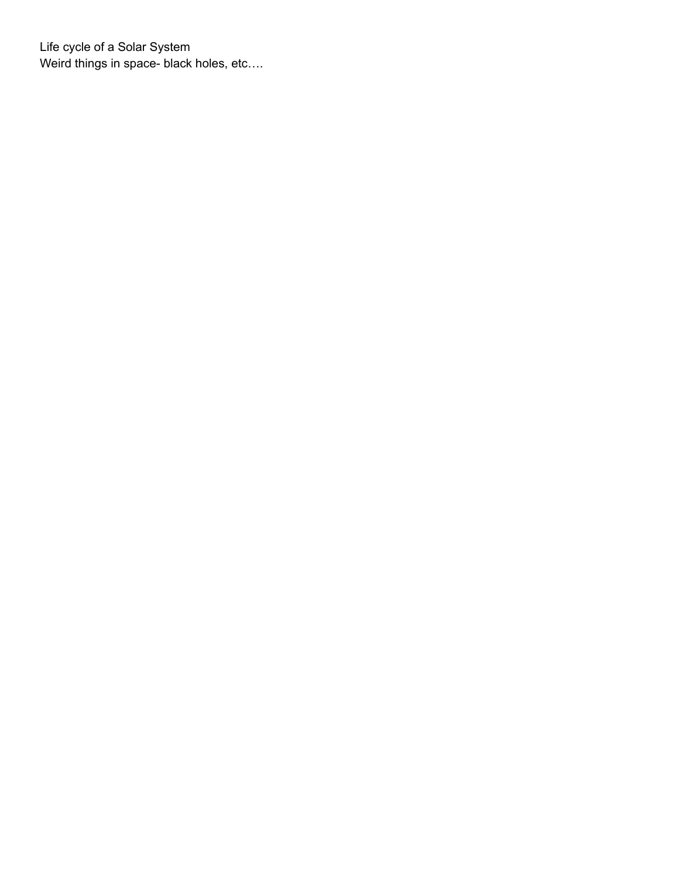Life cycle of a Solar System
Weird things in space- black holes, etc….